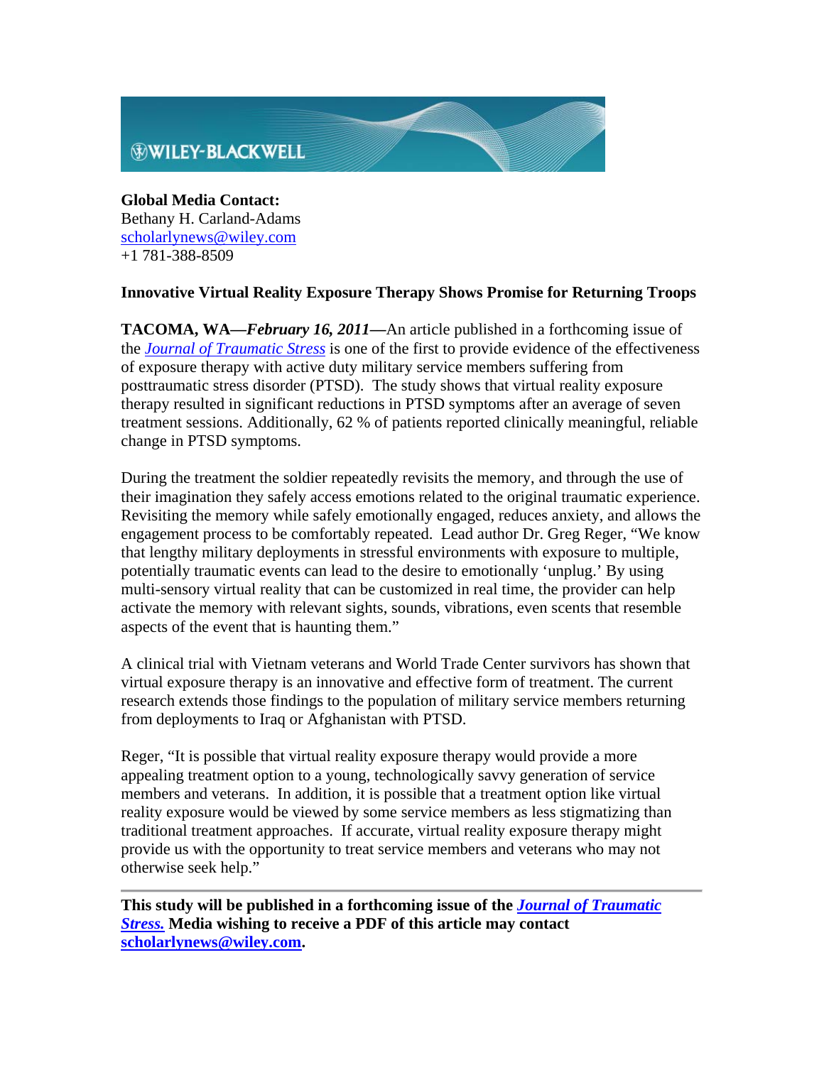**Global Media Contact:**
Bethany H. Carland-Adams
scholarlynews@wiley.com
+1 781-388-8509

**Innovative Virtual Reality Exposure Therapy Shows Promise for Returning Troops**

**TACOMA, WA—*February 16, 2011*—**An article published in a forthcoming issue of the *Journal of Traumatic Stress* is one of the first to provide evidence of the effectiveness of exposure therapy with active duty military service members suffering from posttraumatic stress disorder (PTSD). The study shows that virtual reality exposure therapy resulted in significant reductions in PTSD symptoms after an average of seven treatment sessions. Additionally, 62 % of patients reported clinically meaningful, reliable change in PTSD symptoms.

During the treatment the soldier repeatedly revisits the memory, and through the use of their imagination they safely access emotions related to the original traumatic experience. Revisiting the memory while safely emotionally engaged, reduces anxiety, and allows the engagement process to be comfortably repeated. Lead author Dr. Greg Reger, "We know that lengthy military deployments in stressful environments with exposure to multiple, potentially traumatic events can lead to the desire to emotionally 'unplug.' By using multi-sensory virtual reality that can be customized in real time, the provider can help activate the memory with relevant sights, sounds, vibrations, even scents that resemble aspects of the event that is haunting them."

A clinical trial with Vietnam veterans and World Trade Center survivors has shown that virtual exposure therapy is an innovative and effective form of treatment. The current research extends those findings to the population of military service members returning from deployments to Iraq or Afghanistan with PTSD.

Reger, "It is possible that virtual reality exposure therapy would provide a more appealing treatment option to a young, technologically savvy generation of service members and veterans. In addition, it is possible that a treatment option like virtual reality exposure would be viewed by some service members as less stigmatizing than traditional treatment approaches. If accurate, virtual reality exposure therapy might provide us with the opportunity to treat service members and veterans who may not otherwise seek help."

---

**This study will be published in a forthcoming issue of the *Journal of Traumatic Stress.* Media wishing to receive a PDF of this article may contact scholarlynews@wiley.com.**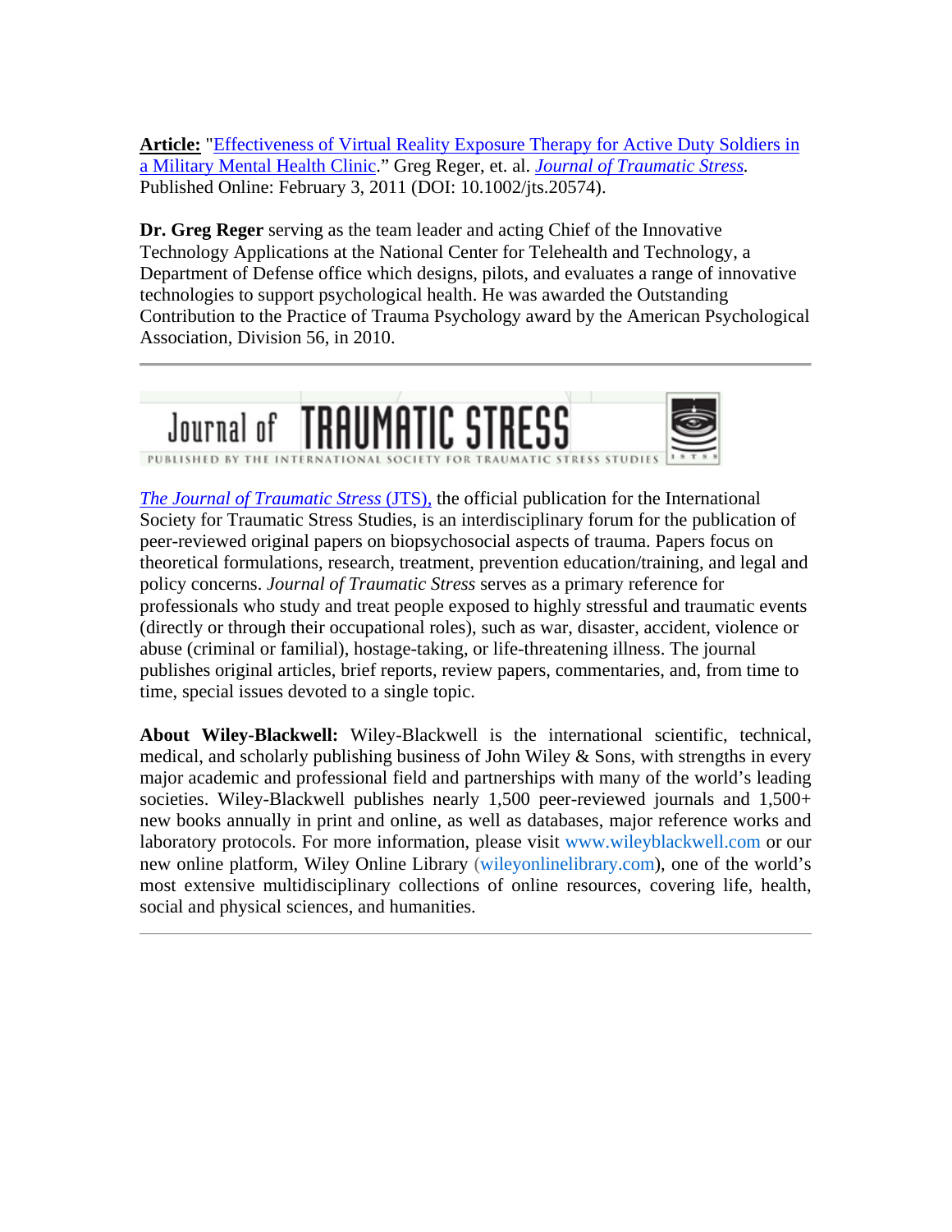**Article:** "Effectiveness of Virtual Reality Exposure Therapy for Active Duty Soldiers in a Military Mental Health Clinic." Greg Reger, et. al. *Journal of Traumatic Stress.* Published Online: February 3, 2011 (DOI: 10.1002/jts.20574).

**Dr. Greg Reger** serving as the team leader and acting Chief of the Innovative Technology Applications at the National Center for Telehealth and Technology, a Department of Defense office which designs, pilots, and evaluates a range of innovative technologies to support psychological health. He was awarded the Outstanding Contribution to the Practice of Trauma Psychology award by the American Psychological Association, Division 56, in 2010.

---

Journal of TRAUMATIC STRESS

PUBLISHED BY THE INTERNATIONAL SOCIETY FOR TRAUMATIC STRESS STUDIES

*The Journal of Traumatic Stress* (JTS), the official publication for the International Society for Traumatic Stress Studies, is an interdisciplinary forum for the publication of peer-reviewed original papers on biopsychosocial aspects of trauma. Papers focus on theoretical formulations, research, treatment, prevention education/training, and legal and policy concerns. *Journal of Traumatic Stress* serves as a primary reference for professionals who study and treat people exposed to highly stressful and traumatic events (directly or through their occupational roles), such as war, disaster, accident, violence or abuse (criminal or familial), hostage-taking, or life-threatening illness. The journal publishes original articles, brief reports, review papers, commentaries, and, from time to time, special issues devoted to a single topic.

**About Wiley-Blackwell:** Wiley-Blackwell is the international scientific, technical, medical, and scholarly publishing business of John Wiley & Sons, with strengths in every major academic and professional field and partnerships with many of the world's leading societies. Wiley-Blackwell publishes nearly 1,500 peer-reviewed journals and 1,500+ new books annually in print and online, as well as databases, major reference works and laboratory protocols. For more information, please visit www.wileyblackwell.com or our new online platform, Wiley Online Library (wileyonlinelibrary.com), one of the world's most extensive multidisciplinary collections of online resources, covering life, health, social and physical sciences, and humanities.

---